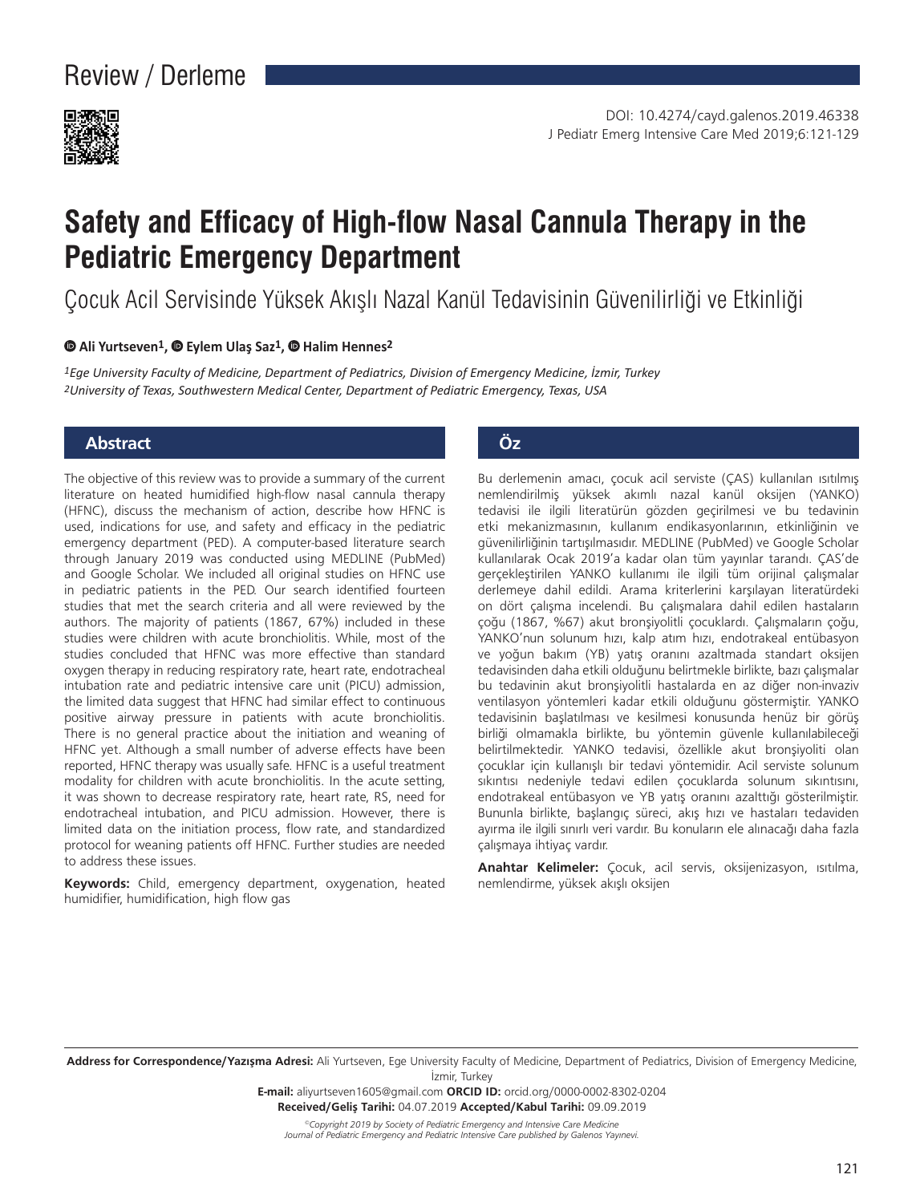Review / Derleme

DOI: 10.4274/cayd.galenos.2019.46338

# Safety and Efficacy of High-flow Nasal Cannula Therapy in the Pediatric Emergency Department

## Çocuk Acil Servisinde Yüksek Akışlı Nazal Kanül Tedavisinin Güvenilirliği ve Etkinliği

**Ali Yurtseven[1], Eylem Ulaş Saz[1], Halim Hennes[2]**

*[1]Ege University Faculty of Medicine, Department of Pediatrics, Division of Emergency Medicine, İzmir, Turkey*
*[2]University of Texas, Southwestern Medical Center, Department of Pediatric Emergency, Texas, USA*

### Abstract

The objective of this review was to provide a summary of the current literature on heated humidified high-flow nasal cannula therapy (HFNC), discuss the mechanism of action, describe how HFNC is used, indications for use, and safety and efficacy in the pediatric emergency department (PED). A computer-based literature search through January 2019 was conducted using MEDLINE (PubMed) and Google Scholar. We included all original studies on HFNC use in pediatric patients in the PED. Our search identified fourteen studies that met the search criteria and all were reviewed by the authors. The majority of patients (1867, 67%) included in these studies were children with acute bronchiolitis. While, most of the studies concluded that HFNC was more effective than standard oxygen therapy in reducing respiratory rate, heart rate, endotracheal intubation rate and pediatric intensive care unit (PICU) admission, the limited data suggest that HFNC had similar effect to continuous positive airway pressure in patients with acute bronchiolitis. There is no general practice about the initiation and weaning of HFNC yet. Although a small number of adverse effects have been reported, HFNC therapy was usually safe. HFNC is a useful treatment modality for children with acute bronchiolitis. In the acute setting, it was shown to decrease respiratory rate, heart rate, RS, need for endotracheal intubation, and PICU admission. However, there is limited data on the initiation process, flow rate, and standardized protocol for weaning patients off HFNC. Further studies are needed to address these issues.

**Keywords:** Child, emergency department, oxygenation, heated humidifier, humidification, high flow gas

### Öz

Bu derlemenin amacı, çocuk acil serviste (ÇAS) kullanılan ısıtılmış nemlendirilmiş yüksek akımlı nazal kanül oksijen (YANKO) tedavisi ile ilgili literatürün gözden geçirilmesi ve bu tedavinin etki mekanizmasının, kullanım endikasyonlarının, etkinliğinin ve güvenilirliğinin tartışılmasıdır. MEDLINE (PubMed) ve Google Scholar kullanılarak Ocak 2019'a kadar olan tüm yayınlar tarandı. ÇAS'de gerçekleştirilen YANKO kullanımı ile ilgili tüm orijinal çalışmalar derlemeye dahil edildi. Arama kriterlerini karşılayan literatürdeki on dört çalışma incelendi. Bu çalışmalara dahil edilen hastaların çoğu (1867, %67) akut bronşiyolitli çocuklardı. Çalışmaların çoğu, YANKO'nun solunum hızı, kalp atım hızı, endotrakeal entübasyon ve yoğun bakım (YB) yatış oranını azaltmada standart oksijen tedavisinden daha etkili olduğunu belirtmekle birlikte, bazı çalışmalar bu tedavinin akut bronşiyolitli hastalarda en az diğer non-invaziv ventilasyon yöntemleri kadar etkili olduğunu göstermiştir. YANKO tedavisinin başlatılması ve kesilmesi konusunda henüz bir görüş birliği olmamakla birlikte, bu yöntemin güvenle kullanılabileceği belirtilmektedir. YANKO tedavisi, özellikle akut bronşiyoliti olan çocuklar için kullanışlı bir tedavi yöntemidir. Acil serviste solunum sıkıntısı nedeniyle tedavi edilen çocuklarda solunum sıkıntısını, endotrakeal entübasyon ve YB yatış oranını azalttığı gösterilmiştir. Bununla birlikte, başlangıç süreci, akış hızı ve hastaları tedaviden ayırma ile ilgili sınırlı veri vardır. Bu konuların ele alınacağı daha fazla çalışmaya ihtiyaç vardır.

**Anahtar Kelimeler:** Çocuk, acil servis, oksijenizasyon, ısıtılma, nemlendirme, yüksek akışlı oksijen

**Address for Correspondence/Yazışma Adresi:** Ali Yurtseven, Ege University Faculty of Medicine, Department of Pediatrics, Division of Emergency Medicine, İzmir, Turkey
**E-mail:** aliyurtseven1605@gmail.com **ORCID ID:** orcid.org/0000-0002-8302-0204
**Received/Geliş Tarihi:** 04.07.2019 **Accepted/Kabul Tarihi:** 09.09.2019

*©Copyright 2019 by Society of Pediatric Emergency and Intensive Care Medicine*
*Journal of Pediatric Emergency and Pediatric Intensive Care published by Galenos Yayınevi.*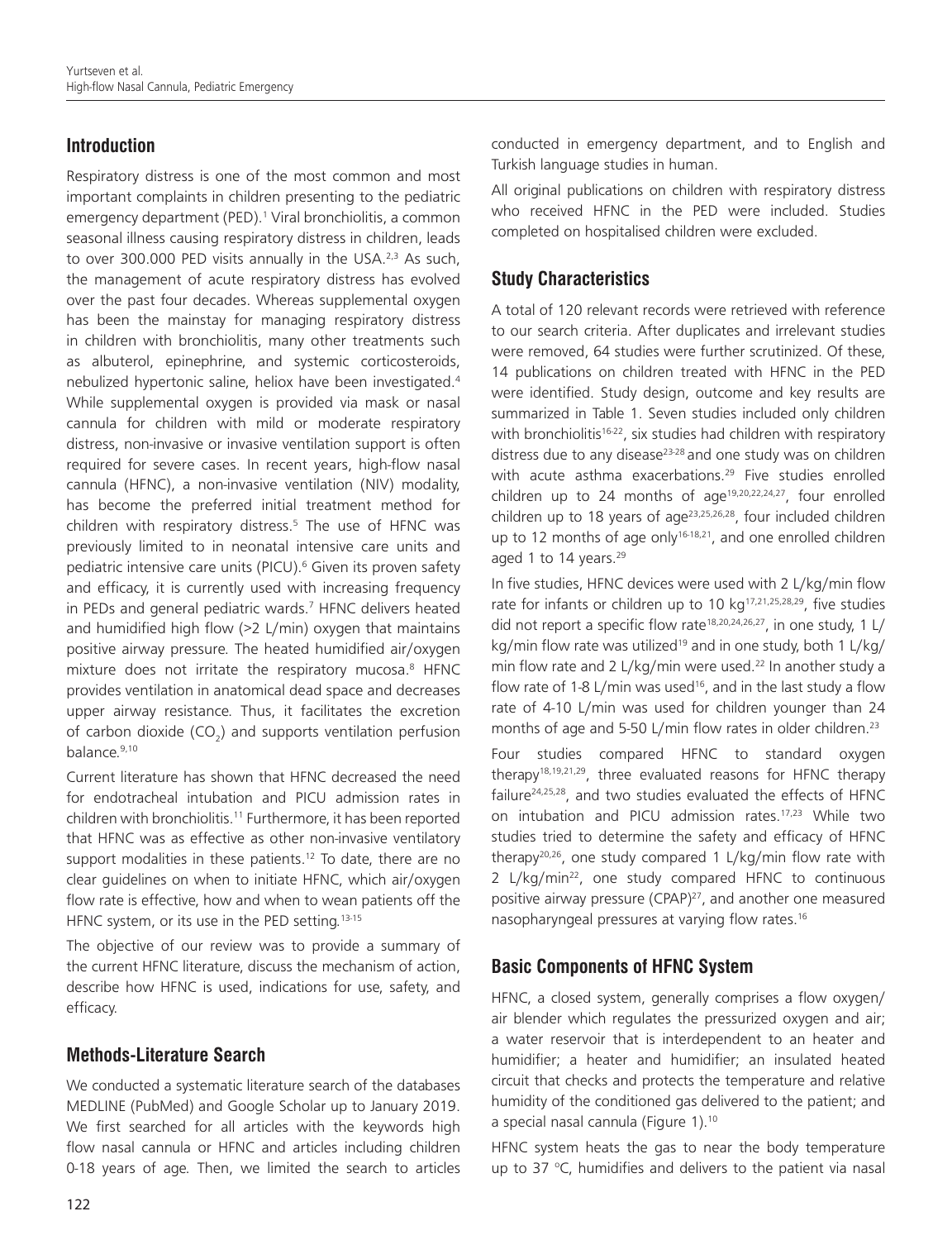## Introduction

Respiratory distress is one of the most common and most important complaints in children presenting to the pediatric emergency department (PED).[1] Viral bronchiolitis, a common seasonal illness causing respiratory distress in children, leads to over 300.000 PED visits annually in the USA.[2,3] As such, the management of acute respiratory distress has evolved over the past four decades. Whereas supplemental oxygen has been the mainstay for managing respiratory distress in children with bronchiolitis, many other treatments such as albuterol, epinephrine, and systemic corticosteroids, nebulized hypertonic saline, heliox have been investigated.[4] While supplemental oxygen is provided via mask or nasal cannula for children with mild or moderate respiratory distress, non-invasive or invasive ventilation support is often required for severe cases. In recent years, high-flow nasal cannula (HFNC), a non-invasive ventilation (NIV) modality, has become the preferred initial treatment method for children with respiratory distress.[5] The use of HFNC was previously limited to in neonatal intensive care units and pediatric intensive care units (PICU).[6] Given its proven safety and efficacy, it is currently used with increasing frequency in PEDs and general pediatric wards.[7] HFNC delivers heated and humidified high flow (>2 L/min) oxygen that maintains positive airway pressure. The heated humidified air/oxygen mixture does not irritate the respiratory mucosa.[8] HFNC provides ventilation in anatomical dead space and decreases upper airway resistance. Thus, it facilitates the excretion of carbon dioxide ($CO_2$) and supports ventilation perfusion balance.[9,10]

Current literature has shown that HFNC decreased the need for endotracheal intubation and PICU admission rates in children with bronchiolitis.[11] Furthermore, it has been reported that HFNC was as effective as other non-invasive ventilatory support modalities in these patients.[12] To date, there are no clear guidelines on when to initiate HFNC, which air/oxygen flow rate is effective, how and when to wean patients off the HFNC system, or its use in the PED setting.[13-15]

The objective of our review was to provide a summary of the current HFNC literature, discuss the mechanism of action, describe how HFNC is used, indications for use, safety, and efficacy.

## Methods-Literature Search

We conducted a systematic literature search of the databases MEDLINE (PubMed) and Google Scholar up to January 2019. We first searched for all articles with the keywords high flow nasal cannula or HFNC and articles including children 0-18 years of age. Then, we limited the search to articles conducted in emergency department, and to English and Turkish language studies in human.

All original publications on children with respiratory distress who received HFNC in the PED were included. Studies completed on hospitalised children were excluded.

## Study Characteristics

A total of 120 relevant records were retrieved with reference to our search criteria. After duplicates and irrelevant studies were removed, 64 studies were further scrutinized. Of these, 14 publications on children treated with HFNC in the PED were identified. Study design, outcome and key results are summarized in Table 1. Seven studies included only children with bronchiolitis[16-22], six studies had children with respiratory distress due to any disease[23-28] and one study was on children with acute asthma exacerbations.[29] Five studies enrolled children up to 24 months of age[19,20,22,24,27], four enrolled children up to 18 years of age[23,25,26,28], four included children up to 12 months of age only[16-18,21], and one enrolled children aged 1 to 14 years.[29]

In five studies, HFNC devices were used with 2 L/kg/min flow rate for infants or children up to 10 kg[17,21,25,28,29], five studies did not report a specific flow rate[18,20,24,26,27], in one study, 1 L/kg/min flow rate was utilized[19] and in one study, both 1 L/kg/min flow rate and 2 L/kg/min were used.[22] In another study a flow rate of 1-8 L/min was used[16], and in the last study a flow rate of 4-10 L/min was used for children younger than 24 months of age and 5-50 L/min flow rates in older children.[23]

Four studies compared HFNC to standard oxygen therapy[18,19,21,29], three evaluated reasons for HFNC therapy failure[24,25,28], and two studies evaluated the effects of HFNC on intubation and PICU admission rates.[17,23] While two studies tried to determine the safety and efficacy of HFNC therapy[20,26], one study compared 1 L/kg/min flow rate with 2 L/kg/min[22], one study compared HFNC to continuous positive airway pressure (CPAP)[27], and another one measured nasopharyngeal pressures at varying flow rates.[16]

## Basic Components of HFNC System

HFNC, a closed system, generally comprises a flow oxygen/air blender which regulates the pressurized oxygen and air; a water reservoir that is interdependent to an heater and humidifier; a heater and humidifier; an insulated heated circuit that checks and protects the temperature and relative humidity of the conditioned gas delivered to the patient; and a special nasal cannula (Figure 1).[10]

HFNC system heats the gas to near the body temperature up to 37 °C, humidifies and delivers to the patient via nasal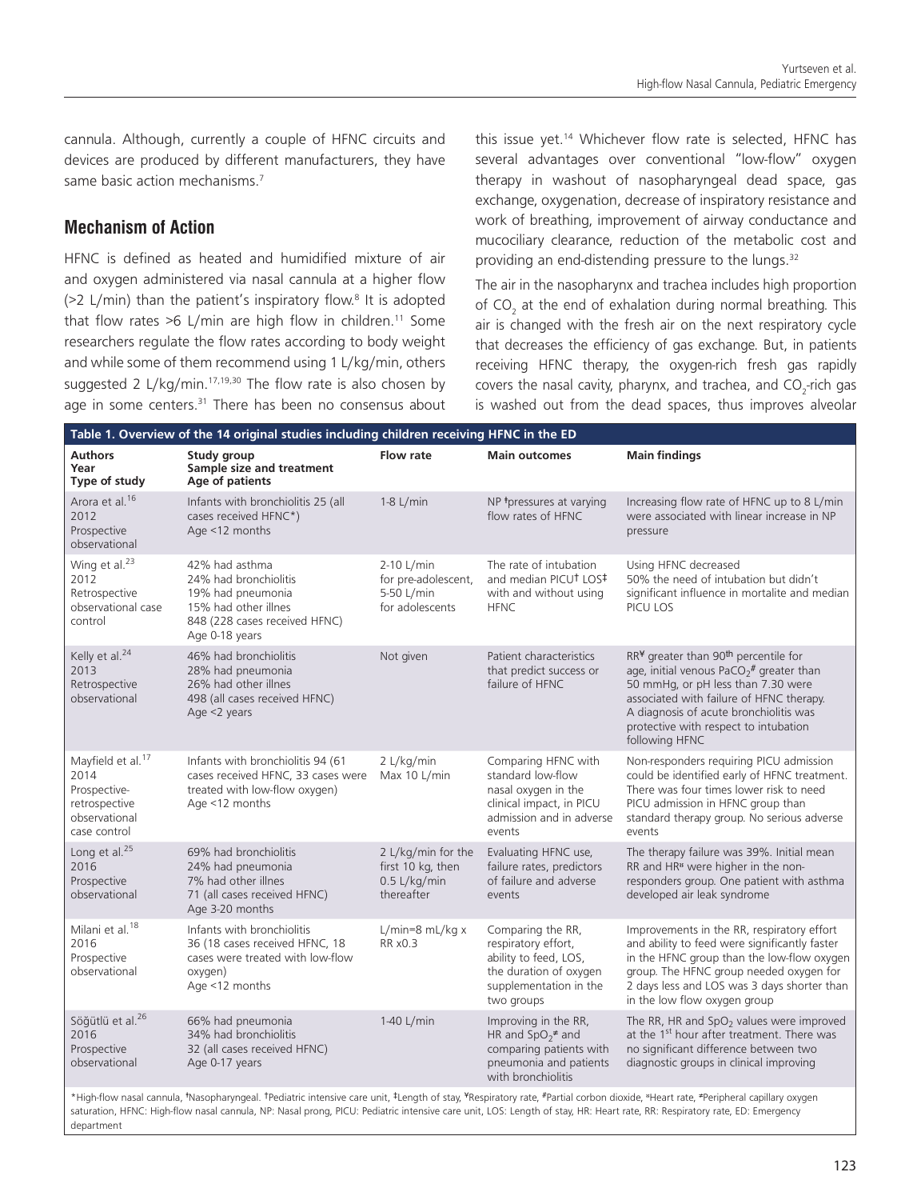cannula. Although, currently a couple of HFNC circuits and devices are produced by different manufacturers, they have same basic action mechanisms.[7]

## Mechanism of Action

HFNC is defined as heated and humidified mixture of air and oxygen administered via nasal cannula at a higher flow (>2 L/min) than the patient's inspiratory flow.[8] It is adopted that flow rates >6 L/min are high flow in children.[11] Some researchers regulate the flow rates according to body weight and while some of them recommend using 1 L/kg/min, others suggested 2 L/kg/min.[17,19,30] The flow rate is also chosen by age in some centers.[31] There has been no consensus about this issue yet.[14] Whichever flow rate is selected, HFNC has several advantages over conventional "low-flow" oxygen therapy in washout of nasopharyngeal dead space, gas exchange, oxygenation, decrease of inspiratory resistance and work of breathing, improvement of airway conductance and mucociliary clearance, reduction of the metabolic cost and providing an end-distending pressure to the lungs.[32]

The air in the nasopharynx and trachea includes high proportion of $CO_2$ at the end of exhalation during normal breathing. This air is changed with the fresh air on the next respiratory cycle that decreases the efficiency of gas exchange. But, in patients receiving HFNC therapy, the oxygen-rich fresh gas rapidly covers the nasal cavity, pharynx, and trachea, and $CO_2$-rich gas is washed out from the dead spaces, thus improves alveolar

**Table 1. Overview of the 14 original studies including children receiving HFNC in the ED**

| Authors Year Type of study | Study group Sample size and treatment Age of patients | Flow rate | Main outcomes | Main findings |
|---|---|---|---|---|
| Arora et al.[16] 2012 Prospective observational | Infants with bronchiolitis 25 (all cases received HFNC*) Age <12 months | 1-8 L/min | NP ǂpressures at varying flow rates of HFNC | Increasing flow rate of HFNC up to 8 L/min were associated with linear increase in NP pressure |
| Wing et al.[23] 2012 Retrospective observational case control | 42% had asthma 24% had bronchiolitis 19% had pneumonia 15% had other illnes 848 (228 cases received HFNC) Age 0-18 years | 2-10 L/min for pre-adolescent, 5-50 L/min for adolescents | The rate of intubation and median PICU† LOS‡ with and without using HFNC | Using HFNC decreased 50% the need of intubation but didn't significant influence in mortalite and median PICU LOS |
| Kelly et al.[24] 2013 Retrospective observational | 46% had bronchiolitis 28% had pneumonia 26% had other illnes 498 (all cases received HFNC) Age <2 years | Not given | Patient characteristics that predict success or failure of HFNC | RR¥ greater than 90th percentile for age, initial venous $PaCO_2$# greater than 50 mmHg, or pH less than 7.30 were associated with failure of HFNC therapy. A diagnosis of acute bronchiolitis was protective with respect to intubation following HFNC |
| Mayfield et al.[17] 2014 Prospective-retrospective observational case control | Infants with bronchiolitis 94 (61 cases received HFNC, 33 cases were treated with low-flow oxygen) Age <12 months | 2 L/kg/min Max 10 L/min | Comparing HFNC with standard low-flow nasal oxygen in the clinical impact, in PICU admission and in adverse events | Non-responders requiring PICU admission could be identified early of HFNC treatment. There was four times lower risk to need PICU admission in HFNC group than standard therapy group. No serious adverse events |
| Long et al.[25] 2016 Prospective observational | 69% had bronchiolitis 24% had pneumonia 7% had other illnes 71 (all cases received HFNC) Age 3-20 months | 2 L/kg/min for the first 10 kg, then 0.5 L/kg/min thereafter | Evaluating HFNC use, failure rates, predictors of failure and adverse events | The therapy failure was 39%. Initial mean RR and HR¤ were higher in the non-responders group. One patient with asthma developed air leak syndrome |
| Milani et al.[18] 2016 Prospective observational | Infants with bronchiolitis 36 (18 cases received HFNC, 18 cases were treated with low-flow oxygen) Age <12 months | L/min=8 mL/kg x RR x0.3 | Comparing the RR, respiratory effort, ability to feed, LOS, the duration of oxygen supplementation in the two groups | Improvements in the RR, respiratory effort and ability to feed were significantly faster in the HFNC group than the low-flow oxygen group. The HFNC group needed oxygen for 2 days less and LOS was 3 days shorter than in the low flow oxygen group |
| Söğütlü et al.[26] 2016 Prospective observational | 66% had pneumonia 34% had bronchiolitis 32 (all cases received HFNC) Age 0-17 years | 1-40 L/min | Improving in the RR, HR and $SpO_2$≠ and comparing patients with pneumonia and patients with bronchiolitis | The RR, HR and $SpO_2$ values were improved at the 1st hour after treatment. There was no significant difference between two diagnostic groups in clinical improving |

*High-flow nasal cannula, ǂNasopharyngeal. †Pediatric intensive care unit, ‡Length of stay, ¥Respiratory rate, #Partial corbon dioxide, ¤Heart rate, ≠Peripheral capillary oxygen saturation, HFNC: High-flow nasal cannula, NP: Nasal prong, PICU: Pediatric intensive care unit, LOS: Length of stay, HR: Heart rate, RR: Respiratory rate, ED: Emergency department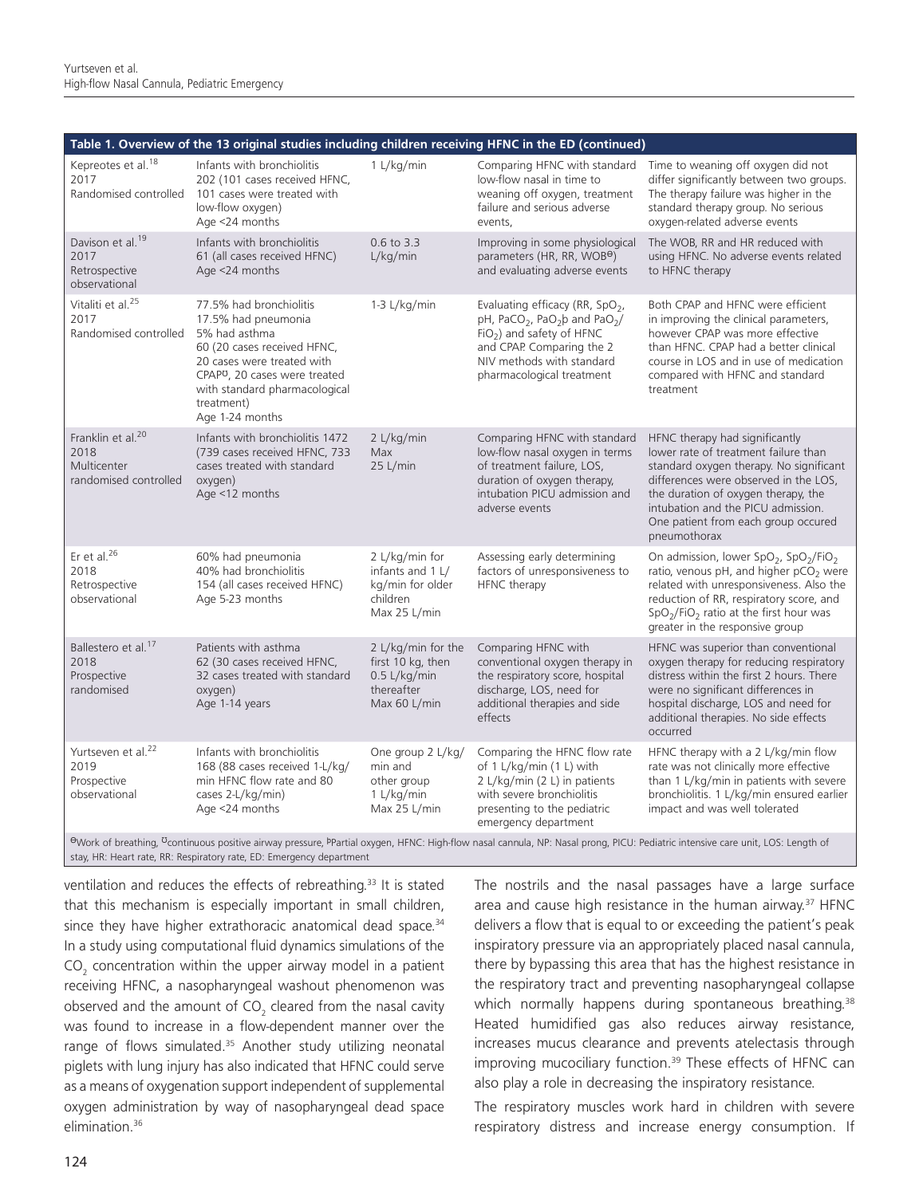**Table 1. Overview of the 13 original studies including children receiving HFNC in the ED (continued)**

| | | | | |
|---|---|---|---|---|
| Kepreotes et al.[18] 2017 Randomised controlled | Infants with bronchiolitis 202 (101 cases received HFNC, 101 cases were treated with low-flow oxygen) Age <24 months | 1 L/kg/min | Comparing HFNC with standard low-flow nasal in time to weaning off oxygen, treatment failure and serious adverse events, | Time to weaning off oxygen did not differ significantly between two groups. The therapy failure was higher in the standard therapy group. No serious oxygen-related adverse events |
| Davison et al.[19] 2017 Retrospective observational | Infants with bronchiolitis 61 (all cases received HFNC) Age <24 months | 0.6 to 3.3 L/kg/min | Improving in some physiological parameters (HR, RR, WOB[ɵ]) and evaluating adverse events | The WOB, RR and HR reduced with using HFNC. No adverse events related to HFNC therapy |
| Vitaliti et al.[25] 2017 Randomised controlled | 77.5% had bronchiolitis 17.5% had pneumonia 5% had asthma 60 (20 cases received HFNC, 20 cases were treated with CPAP[ʊ], 20 cases were treated with standard pharmacological treatment) Age 1-24 months | 1-3 L/kg/min | Evaluating efficacy (RR, $SpO_2$, pH, $PaCO_2$, $PaO_2$[þ] and $PaO_2/FiO_2$) and safety of HFNC and CPAP. Comparing the 2 NIV methods with standard pharmacological treatment | Both CPAP and HFNC were efficient in improving the clinical parameters, however CPAP was more effective than HFNC. CPAP had a better clinical course in LOS and in use of medication compared with HFNC and standard treatment |
| Franklin et al.[20] 2018 Multicenter randomised controlled | Infants with bronchiolitis 1472 (739 cases received HFNC, 733 cases treated with standard oxygen) Age <12 months | 2 L/kg/min Max 25 L/min | Comparing HFNC with standard low-flow nasal oxygen in terms of treatment failure, LOS, duration of oxygen therapy, intubation PICU admission and adverse events | HFNC therapy had significantly lower rate of treatment failure than standard oxygen therapy. No significant differences were observed in the LOS, the duration of oxygen therapy, the intubation and the PICU admission. One patient from each group occured pneumothorax |
| Er et al.[26] 2018 Retrospective observational | 60% had pneumonia 40% had bronchiolitis 154 (all cases received HFNC) Age 5-23 months | 2 L/kg/min for infants and 1 L/kg/min for older children Max 25 L/min | Assessing early determining factors of unresponsiveness to HFNC therapy | On admission, lower $SpO_2$, $SpO_2/FiO_2$ ratio, venous pH, and higher $pCO_2$ were related with unresponsiveness. Also the reduction of RR, respiratory score, and $SpO_2/FiO_2$ ratio at the first hour was greater in the responsive group |
| Ballestero et al.[17] 2018 Prospective randomised | Patients with asthma 62 (30 cases received HFNC, 32 cases treated with standard oxygen) Age 1-14 years | 2 L/kg/min for the first 10 kg, then 0.5 L/kg/min thereafter Max 60 L/min | Comparing HFNC with conventional oxygen therapy in the respiratory score, hospital discharge, LOS, need for additional therapies and side effects | HFNC was superior than conventional oxygen therapy for reducing respiratory distress within the first 2 hours. There were no significant differences in hospital discharge, LOS and need for additional therapies. No side effects occurred |
| Yurtseven et al.[22] 2019 Prospective observational | Infants with bronchiolitis 168 (88 cases received 1-L/kg/min HFNC flow rate and 80 cases 2-L/kg/min) Age <24 months | One group 2 L/kg/min and other group 1 L/kg/min Max 25 L/min | Comparing the HFNC flow rate of 1 L/kg/min (1 L) with 2 L/kg/min (2 L) in patients with severe bronchiolitis presenting to the pediatric emergency department | HFNC therapy with a 2 L/kg/min flow rate was not clinically more effective than 1 L/kg/min in patients with severe bronchiolitis. 1 L/kg/min ensured earlier impact and was well tolerated |

[ɵ]Work of breathing, [ʊ]continuous positive airway pressure, [þ]Partial oxygen, HFNC: High-flow nasal cannula, NP: Nasal prong, PICU: Pediatric intensive care unit, LOS: Length of stay, HR: Heart rate, RR: Respiratory rate, ED: Emergency department

ventilation and reduces the effects of rebreathing.[33] It is stated that this mechanism is especially important in small children, since they have higher extrathoracic anatomical dead space.[34] In a study using computational fluid dynamics simulations of the $CO_2$ concentration within the upper airway model in a patient receiving HFNC, a nasopharyngeal washout phenomenon was observed and the amount of $CO_2$ cleared from the nasal cavity was found to increase in a flow-dependent manner over the range of flows simulated.[35] Another study utilizing neonatal piglets with lung injury has also indicated that HFNC could serve as a means of oxygenation support independent of supplemental oxygen administration by way of nasopharyngeal dead space elimination.[36]

The nostrils and the nasal passages have a large surface area and cause high resistance in the human airway.[37] HFNC delivers a flow that is equal to or exceeding the patient's peak inspiratory pressure via an appropriately placed nasal cannula, there by bypassing this area that has the highest resistance in the respiratory tract and preventing nasopharyngeal collapse which normally happens during spontaneous breathing.[38] Heated humidified gas also reduces airway resistance, increases mucus clearance and prevents atelectasis through improving mucociliary function.[39] These effects of HFNC can also play a role in decreasing the inspiratory resistance.

The respiratory muscles work hard in children with severe respiratory distress and increase energy consumption. If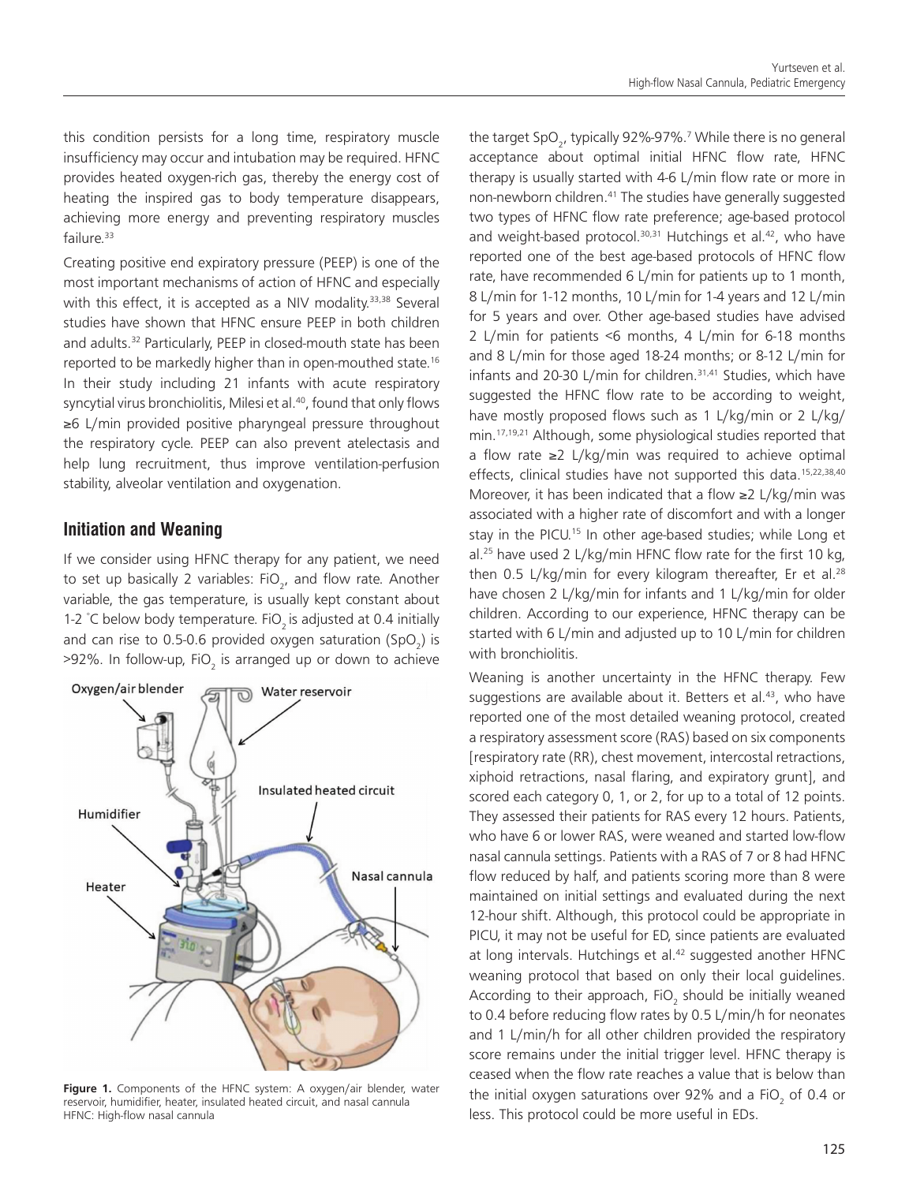this condition persists for a long time, respiratory muscle insufficiency may occur and intubation may be required. HFNC provides heated oxygen-rich gas, thereby the energy cost of heating the inspired gas to body temperature disappears, achieving more energy and preventing respiratory muscles failure.[33]

Creating positive end expiratory pressure (PEEP) is one of the most important mechanisms of action of HFNC and especially with this effect, it is accepted as a NIV modality.[33,38] Several studies have shown that HFNC ensure PEEP in both children and adults.[32] Particularly, PEEP in closed-mouth state has been reported to be markedly higher than in open-mouthed state.[16] In their study including 21 infants with acute respiratory syncytial virus bronchiolitis, Milesi et al.[40], found that only flows ≥6 L/min provided positive pharyngeal pressure throughout the respiratory cycle. PEEP can also prevent atelectasis and help lung recruitment, thus improve ventilation-perfusion stability, alveolar ventilation and oxygenation.

## Initiation and Weaning

If we consider using HFNC therapy for any patient, we need to set up basically 2 variables: $FiO_2$, and flow rate. Another variable, the gas temperature, is usually kept constant about 1-2 °C below body temperature. $FiO_2$ is adjusted at 0.4 initially and can rise to 0.5-0.6 provided oxygen saturation ($SpO_2$) is >92%. In follow-up, $FiO_2$ is arranged up or down to achieve the target $SpO_2$, typically 92%-97%.[7] While there is no general acceptance about optimal initial HFNC flow rate, HFNC therapy is usually started with 4-6 L/min flow rate or more in non-newborn children.[41] The studies have generally suggested two types of HFNC flow rate preference; age-based protocol and weight-based protocol.[30,31] Hutchings et al.[42], who have reported one of the best age-based protocols of HFNC flow rate, have recommended 6 L/min for patients up to 1 month, 8 L/min for 1-12 months, 10 L/min for 1-4 years and 12 L/min for 5 years and over. Other age-based studies have advised 2 L/min for patients <6 months, 4 L/min for 6-18 months and 8 L/min for those aged 18-24 months; or 8-12 L/min for infants and 20-30 L/min for children.[31,41] Studies, which have suggested the HFNC flow rate to be according to weight, have mostly proposed flows such as 1 L/kg/min or 2 L/kg/min.[17,19,21] Although, some physiological studies reported that a flow rate ≥2 L/kg/min was required to achieve optimal effects, clinical studies have not supported this data.[15,22,38,40] Moreover, it has been indicated that a flow ≥2 L/kg/min was associated with a higher rate of discomfort and with a longer stay in the PICU.[15] In other age-based studies; while Long et al.[25] have used 2 L/kg/min HFNC flow rate for the first 10 kg, then 0.5 L/kg/min for every kilogram thereafter, Er et al.[28] have chosen 2 L/kg/min for infants and 1 L/kg/min for older children. According to our experience, HFNC therapy can be started with 6 L/min and adjusted up to 10 L/min for children with bronchiolitis.

Weaning is another uncertainty in the HFNC therapy. Few suggestions are available about it. Betters et al.[43], who have reported one of the most detailed weaning protocol, created a respiratory assessment score (RAS) based on six components [respiratory rate (RR), chest movement, intercostal retractions, xiphoid retractions, nasal flaring, and expiratory grunt], and scored each category 0, 1, or 2, for up to a total of 12 points. They assessed their patients for RAS every 12 hours. Patients, who have 6 or lower RAS, were weaned and started low-flow nasal cannula settings. Patients with a RAS of 7 or 8 had HFNC flow reduced by half, and patients scoring more than 8 were maintained on initial settings and evaluated during the next 12-hour shift. Although, this protocol could be appropriate in PICU, it may not be useful for ED, since patients are evaluated at long intervals. Hutchings et al.[42] suggested another HFNC weaning protocol that based on only their local guidelines. According to their approach, $FiO_2$ should be initially weaned to 0.4 before reducing flow rates by 0.5 L/min/h for neonates and 1 L/min/h for all other children provided the respiratory score remains under the initial trigger level. HFNC therapy is ceased when the flow rate reaches a value that is below than the initial oxygen saturations over 92% and a $FiO_2$ of 0.4 or less. This protocol could be more useful in EDs.

**Figure 1.** Components of the HFNC system: A oxygen/air blender, water reservoir, humidifier, heater, insulated heated circuit, and nasal cannula
HFNC: High-flow nasal cannula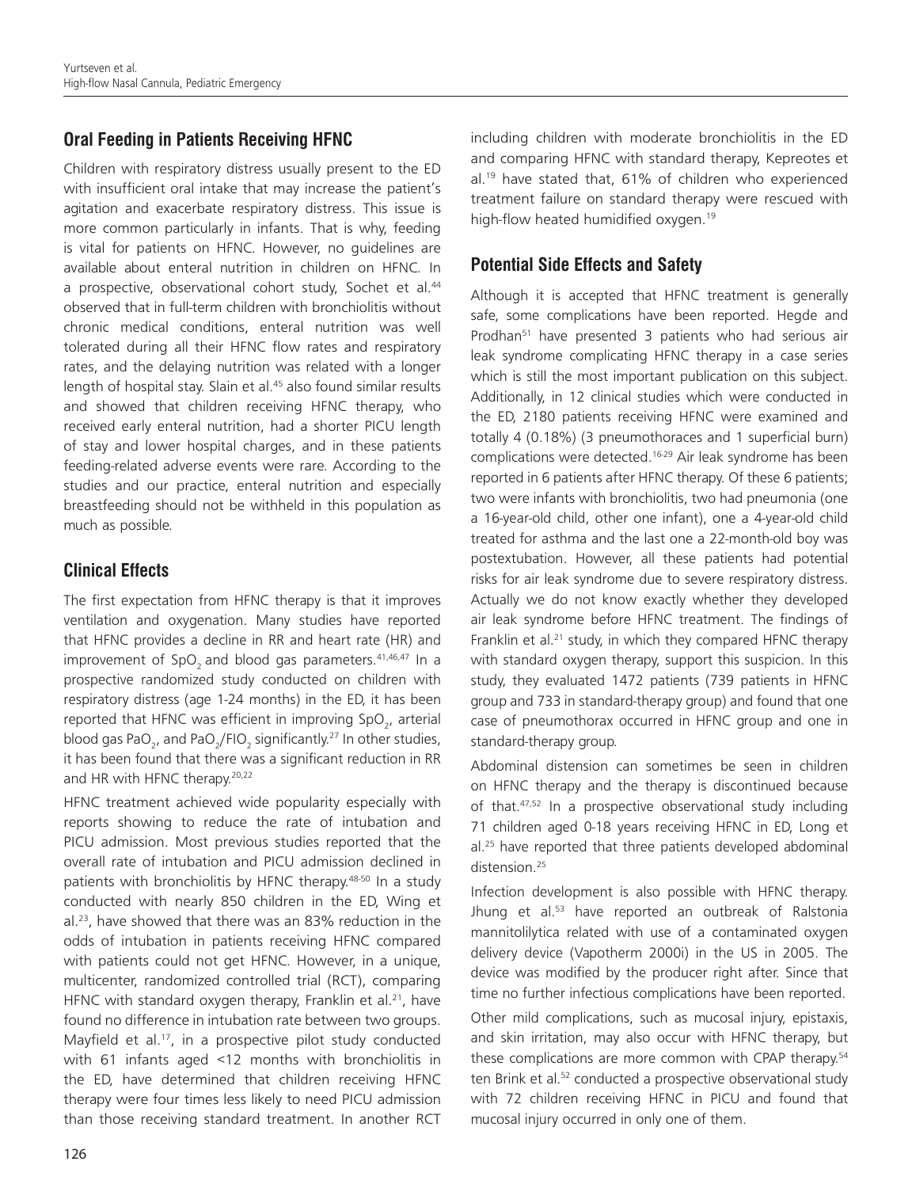## Oral Feeding in Patients Receiving HFNC

Children with respiratory distress usually present to the ED with insufficient oral intake that may increase the patient's agitation and exacerbate respiratory distress. This issue is more common particularly in infants. That is why, feeding is vital for patients on HFNC. However, no guidelines are available about enteral nutrition in children on HFNC. In a prospective, observational cohort study, Sochet et al.[44] observed that in full-term children with bronchiolitis without chronic medical conditions, enteral nutrition was well tolerated during all their HFNC flow rates and respiratory rates, and the delaying nutrition was related with a longer length of hospital stay. Slain et al.[45] also found similar results and showed that children receiving HFNC therapy, who received early enteral nutrition, had a shorter PICU length of stay and lower hospital charges, and in these patients feeding-related adverse events were rare. According to the studies and our practice, enteral nutrition and especially breastfeeding should not be withheld in this population as much as possible.

## Clinical Effects

The first expectation from HFNC therapy is that it improves ventilation and oxygenation. Many studies have reported that HFNC provides a decline in RR and heart rate (HR) and improvement of $SpO_2$ and blood gas parameters.[41,46,47] In a prospective randomized study conducted on children with respiratory distress (age 1-24 months) in the ED, it has been reported that HFNC was efficient in improving $SpO_2$, arterial blood gas $PaO_2$, and $PaO_2/FIO_2$ significantly.[27] In other studies, it has been found that there was a significant reduction in RR and HR with HFNC therapy.[20,22]

HFNC treatment achieved wide popularity especially with reports showing to reduce the rate of intubation and PICU admission. Most previous studies reported that the overall rate of intubation and PICU admission declined in patients with bronchiolitis by HFNC therapy.[48-50] In a study conducted with nearly 850 children in the ED, Wing et al.[23], have showed that there was an 83% reduction in the odds of intubation in patients receiving HFNC compared with patients could not get HFNC. However, in a unique, multicenter, randomized controlled trial (RCT), comparing HFNC with standard oxygen therapy, Franklin et al.[21], have found no difference in intubation rate between two groups. Mayfield et al.[17], in a prospective pilot study conducted with 61 infants aged <12 months with bronchiolitis in the ED, have determined that children receiving HFNC therapy were four times less likely to need PICU admission than those receiving standard treatment. In another RCT including children with moderate bronchiolitis in the ED and comparing HFNC with standard therapy, Kepreotes et al.[19] have stated that, 61% of children who experienced treatment failure on standard therapy were rescued with high-flow heated humidified oxygen.[19]

## Potential Side Effects and Safety

Although it is accepted that HFNC treatment is generally safe, some complications have been reported. Hegde and Prodhan[51] have presented 3 patients who had serious air leak syndrome complicating HFNC therapy in a case series which is still the most important publication on this subject. Additionally, in 12 clinical studies which were conducted in the ED, 2180 patients receiving HFNC were examined and totally 4 (0.18%) (3 pneumothoraces and 1 superficial burn) complications were detected.[16-29] Air leak syndrome has been reported in 6 patients after HFNC therapy. Of these 6 patients; two were infants with bronchiolitis, two had pneumonia (one a 16-year-old child, other one infant), one a 4-year-old child treated for asthma and the last one a 22-month-old boy was postextubation. However, all these patients had potential risks for air leak syndrome due to severe respiratory distress. Actually we do not know exactly whether they developed air leak syndrome before HFNC treatment. The findings of Franklin et al.[21] study, in which they compared HFNC therapy with standard oxygen therapy, support this suspicion. In this study, they evaluated 1472 patients (739 patients in HFNC group and 733 in standard-therapy group) and found that one case of pneumothorax occurred in HFNC group and one in standard-therapy group.

Abdominal distension can sometimes be seen in children on HFNC therapy and the therapy is discontinued because of that.[47,52] In a prospective observational study including 71 children aged 0-18 years receiving HFNC in ED, Long et al.[25] have reported that three patients developed abdominal distension.[25]

Infection development is also possible with HFNC therapy. Jhung et al.[53] have reported an outbreak of Ralstonia mannitolilytica related with use of a contaminated oxygen delivery device (Vapotherm 2000i) in the US in 2005. The device was modified by the producer right after. Since that time no further infectious complications have been reported.

Other mild complications, such as mucosal injury, epistaxis, and skin irritation, may also occur with HFNC therapy, but these complications are more common with CPAP therapy.[54] ten Brink et al.[52] conducted a prospective observational study with 72 children receiving HFNC in PICU and found that mucosal injury occurred in only one of them.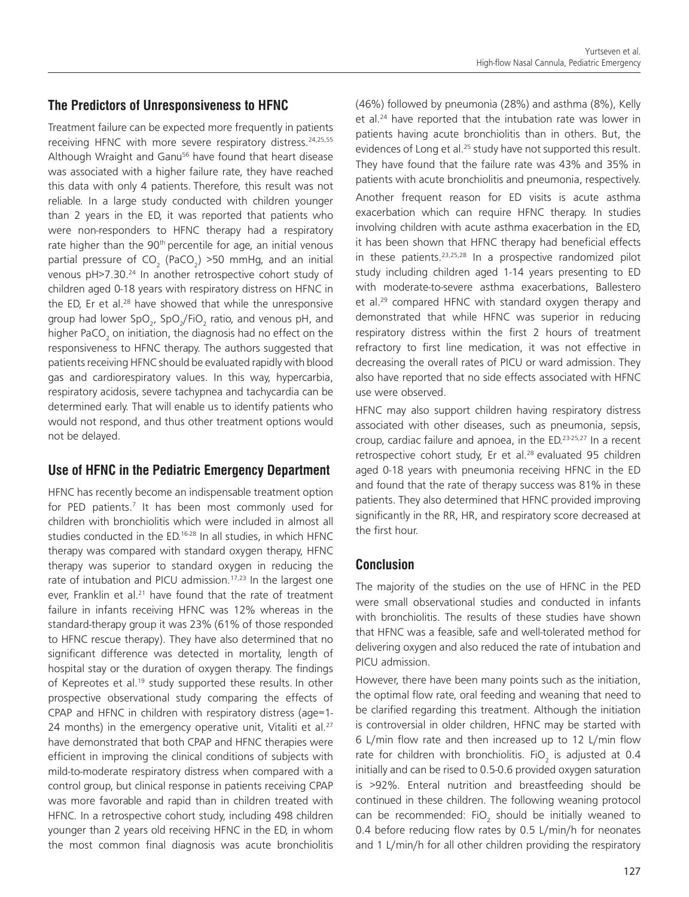## The Predictors of Unresponsiveness to HFNC

Treatment failure can be expected more frequently in patients receiving HFNC with more severe respiratory distress.[24,25,55] Although Wraight and Ganu[56] have found that heart disease was associated with a higher failure rate, they have reached this data with only 4 patients. Therefore, this result was not reliable. In a large study conducted with children younger than 2 years in the ED, it was reported that patients who were non-responders to HFNC therapy had a respiratory rate higher than the 90th percentile for age, an initial venous partial pressure of $CO_2$ ($PaCO_2$) >50 mmHg, and an initial venous pH>7.30.[24] In another retrospective cohort study of children aged 0-18 years with respiratory distress on HFNC in the ED, Er et al.[28] have showed that while the unresponsive group had lower $SpO_2$, $SpO_2/FiO_2$ ratio, and venous pH, and higher $PaCO_2$ on initiation, the diagnosis had no effect on the responsiveness to HFNC therapy. The authors suggested that patients receiving HFNC should be evaluated rapidly with blood gas and cardiorespiratory values. In this way, hypercarbia, respiratory acidosis, severe tachypnea and tachycardia can be determined early. That will enable us to identify patients who would not respond, and thus other treatment options would not be delayed.

## Use of HFNC in the Pediatric Emergency Department

HFNC has recently become an indispensable treatment option for PED patients.[7] It has been most commonly used for children with bronchiolitis which were included in almost all studies conducted in the ED.[16-28] In all studies, in which HFNC therapy was compared with standard oxygen therapy, HFNC therapy was superior to standard oxygen in reducing the rate of intubation and PICU admission.[17,23] In the largest one ever, Franklin et al.[21] have found that the rate of treatment failure in infants receiving HFNC was 12% whereas in the standard-therapy group it was 23% (61% of those responded to HFNC rescue therapy). They have also determined that no significant difference was detected in mortality, length of hospital stay or the duration of oxygen therapy. The findings of Kepreotes et al.[19] study supported these results. In other prospective observational study comparing the effects of CPAP and HFNC in children with respiratory distress (age=1-24 months) in the emergency operative unit, Vitaliti et al.[27] have demonstrated that both CPAP and HFNC therapies were efficient in improving the clinical conditions of subjects with mild-to-moderate respiratory distress when compared with a control group, but clinical response in patients receiving CPAP was more favorable and rapid than in children treated with HFNC. In a retrospective cohort study, including 498 children younger than 2 years old receiving HFNC in the ED, in whom the most common final diagnosis was acute bronchiolitis (46%) followed by pneumonia (28%) and asthma (8%), Kelly et al.[24] have reported that the intubation rate was lower in patients having acute bronchiolitis than in others. But, the evidences of Long et al.[25] study have not supported this result. They have found that the failure rate was 43% and 35% in patients with acute bronchiolitis and pneumonia, respectively.

Another frequent reason for ED visits is acute asthma exacerbation which can require HFNC therapy. In studies involving children with acute asthma exacerbation in the ED, it has been shown that HFNC therapy had beneficial effects in these patients.[23,25,28] In a prospective randomized pilot study including children aged 1-14 years presenting to ED with moderate-to-severe asthma exacerbations, Ballestero et al.[29] compared HFNC with standard oxygen therapy and demonstrated that while HFNC was superior in reducing respiratory distress within the first 2 hours of treatment refractory to first line medication, it was not effective in decreasing the overall rates of PICU or ward admission. They also have reported that no side effects associated with HFNC use were observed.

HFNC may also support children having respiratory distress associated with other diseases, such as pneumonia, sepsis, croup, cardiac failure and apnoea, in the ED.[23-25,27] In a recent retrospective cohort study, Er et al.[28] evaluated 95 children aged 0-18 years with pneumonia receiving HFNC in the ED and found that the rate of therapy success was 81% in these patients. They also determined that HFNC provided improving significantly in the RR, HR, and respiratory score decreased at the first hour.

## Conclusion

The majority of the studies on the use of HFNC in the PED were small observational studies and conducted in infants with bronchiolitis. The results of these studies have shown that HFNC was a feasible, safe and well-tolerated method for delivering oxygen and also reduced the rate of intubation and PICU admission.

However, there have been many points such as the initiation, the optimal flow rate, oral feeding and weaning that need to be clarified regarding this treatment. Although the initiation is controversial in older children, HFNC may be started with 6 L/min flow rate and then increased up to 12 L/min flow rate for children with bronchiolitis. $FiO_2$ is adjusted at 0.4 initially and can be rised to 0.5-0.6 provided oxygen saturation is >92%. Enteral nutrition and breastfeeding should be continued in these children. The following weaning protocol can be recommended: $FiO_2$ should be initially weaned to 0.4 before reducing flow rates by 0.5 L/min/h for neonates and 1 L/min/h for all other children providing the respiratory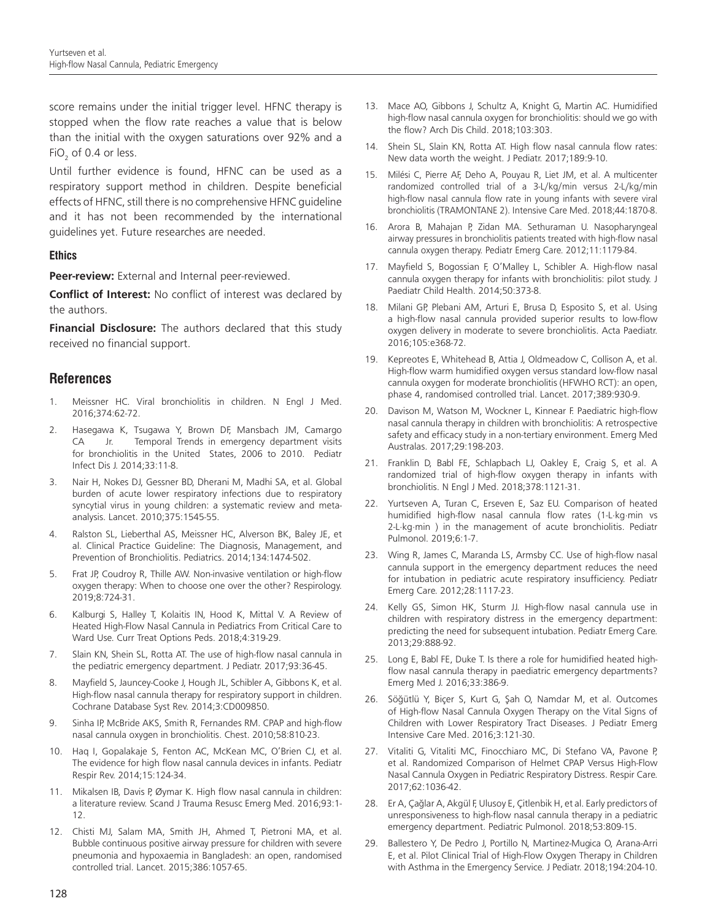score remains under the initial trigger level. HFNC therapy is stopped when the flow rate reaches a value that is below than the initial with the oxygen saturations over 92% and a $FiO_2$ of 0.4 or less.

Until further evidence is found, HFNC can be used as a respiratory support method in children. Despite beneficial effects of HFNC, still there is no comprehensive HFNC guideline and it has not been recommended by the international guidelines yet. Future researches are needed.

### Ethics

**Peer-review:** External and Internal peer-reviewed.

**Conflict of Interest:** No conflict of interest was declared by the authors.

**Financial Disclosure:** The authors declared that this study received no financial support.

## References

1. Meissner HC. Viral bronchiolitis in children. N Engl J Med. 2016;374:62-72.
2. Hasegawa K, Tsugawa Y, Brown DF, Mansbach JM, Camargo CA Jr. Temporal Trends in emergency department visits for bronchiolitis in the United States, 2006 to 2010. Pediatr Infect Dis J. 2014;33:11-8.
3. Nair H, Nokes DJ, Gessner BD, Dherani M, Madhi SA, et al. Global burden of acute lower respiratory infections due to respiratory syncytial virus in young children: a systematic review and meta-analysis. Lancet. 2010;375:1545-55.
4. Ralston SL, Lieberthal AS, Meissner HC, Alverson BK, Baley JE, et al. Clinical Practice Guideline: The Diagnosis, Management, and Prevention of Bronchiolitis. Pediatrics. 2014;134:1474-502.
5. Frat JP, Coudroy R, Thille AW. Non-invasive ventilation or high-flow oxygen therapy: When to choose one over the other? Respirology. 2019;8:724-31.
6. Kalburgi S, Halley T, Kolaitis IN, Hood K, Mittal V. A Review of Heated High-Flow Nasal Cannula in Pediatrics From Critical Care to Ward Use. Curr Treat Options Peds. 2018;4:319-29.
7. Slain KN, Shein SL, Rotta AT. The use of high-flow nasal cannula in the pediatric emergency department. J Pediatr. 2017;93:36-45.
8. Mayfield S, Jauncey-Cooke J, Hough JL, Schibler A, Gibbons K, et al. High-flow nasal cannula therapy for respiratory support in children. Cochrane Database Syst Rev. 2014;3:CD009850.
9. Sinha IP, McBride AKS, Smith R, Fernandes RM. CPAP and high-flow nasal cannula oxygen in bronchiolitis. Chest. 2010;58:810-23.
10. Haq I, Gopalakaje S, Fenton AC, McKean MC, O'Brien CJ, et al. The evidence for high flow nasal cannula devices in infants. Pediatr Respir Rev. 2014;15:124-34.
11. Mikalsen IB, Davis P, Øymar K. High flow nasal cannula in children: a literature review. Scand J Trauma Resusc Emerg Med. 2016;93:1-12.
12. Chisti MJ, Salam MA, Smith JH, Ahmed T, Pietroni MA, et al. Bubble continuous positive airway pressure for children with severe pneumonia and hypoxaemia in Bangladesh: an open, randomised controlled trial. Lancet. 2015;386:1057-65.
13. Mace AO, Gibbons J, Schultz A, Knight G, Martin AC. Humidified high-flow nasal cannula oxygen for bronchiolitis: should we go with the flow? Arch Dis Child. 2018;103:303.
14. Shein SL, Slain KN, Rotta AT. High flow nasal cannula flow rates: New data worth the weight. J Pediatr. 2017;189:9-10.
15. Milési C, Pierre AF, Deho A, Pouyau R, Liet JM, et al. A multicenter randomized controlled trial of a 3-L/kg/min versus 2-L/kg/min high-flow nasal cannula flow rate in young infants with severe viral bronchiolitis (TRAMONTANE 2). Intensive Care Med. 2018;44:1870-8.
16. Arora B, Mahajan P, Zidan MA. Sethuraman U. Nasopharyngeal airway pressures in bronchiolitis patients treated with high-flow nasal cannula oxygen therapy. Pediatr Emerg Care. 2012;11:1179-84.
17. Mayfield S, Bogossian F, O'Malley L, Schibler A. High-flow nasal cannula oxygen therapy for infants with bronchiolitis: pilot study. J Paediatr Child Health. 2014;50:373-8.
18. Milani GP, Plebani AM, Arturi E, Brusa D, Esposito S, et al. Using a high-flow nasal cannula provided superior results to low-flow oxygen delivery in moderate to severe bronchiolitis. Acta Paediatr. 2016;105:e368-72.
19. Kepreotes E, Whitehead B, Attia J, Oldmeadow C, Collison A, et al. High-flow warm humidified oxygen versus standard low-flow nasal cannula oxygen for moderate bronchiolitis (HFWHO RCT): an open, phase 4, randomised controlled trial. Lancet. 2017;389:930-9.
20. Davison M, Watson M, Wockner L, Kinnear F. Paediatric high-flow nasal cannula therapy in children with bronchiolitis: A retrospective safety and efficacy study in a non-tertiary environment. Emerg Med Australas. 2017;29:198-203.
21. Franklin D, Babl FE, Schlapbach LJ, Oakley E, Craig S, et al. A randomized trial of high-flow oxygen therapy in infants with bronchiolitis. N Engl J Med. 2018;378:1121-31.
22. Yurtseven A, Turan C, Erseven E, Saz EU. Comparison of heated humidified high-flow nasal cannula flow rates (1-L·kg·min vs 2-L·kg·min ) in the management of acute bronchiolitis. Pediatr Pulmonol. 2019;6:1-7.
23. Wing R, James C, Maranda LS, Armsby CC. Use of high-flow nasal cannula support in the emergency department reduces the need for intubation in pediatric acute respiratory insufficiency. Pediatr Emerg Care. 2012;28:1117-23.
24. Kelly GS, Simon HK, Sturm JJ. High-flow nasal cannula use in children with respiratory distress in the emergency department: predicting the need for subsequent intubation. Pediatr Emerg Care. 2013;29:888-92.
25. Long E, Babl FE, Duke T. Is there a role for humidified heated high-flow nasal cannula therapy in paediatric emergency departments? Emerg Med J. 2016;33:386-9.
26. Söğütlü Y, Biçer S, Kurt G, Şah O, Namdar M, et al. Outcomes of High-flow Nasal Cannula Oxygen Therapy on the Vital Signs of Children with Lower Respiratory Tract Diseases. J Pediatr Emerg Intensive Care Med. 2016;3:121-30.
27. Vitaliti G, Vitaliti MC, Finocchiaro MC, Di Stefano VA, Pavone P, et al. Randomized Comparison of Helmet CPAP Versus High-Flow Nasal Cannula Oxygen in Pediatric Respiratory Distress. Respir Care. 2017;62:1036-42.
28. Er A, Çağlar A, Akgül F, Ulusoy E, Çitlenbik H, et al. Early predictors of unresponsiveness to high-flow nasal cannula therapy in a pediatric emergency department. Pediatric Pulmonol. 2018;53:809-15.
29. Ballestero Y, De Pedro J, Portillo N, Martinez-Mugica O, Arana-Arri E, et al. Pilot Clinical Trial of High-Flow Oxygen Therapy in Children with Asthma in the Emergency Service. J Pediatr. 2018;194:204-10.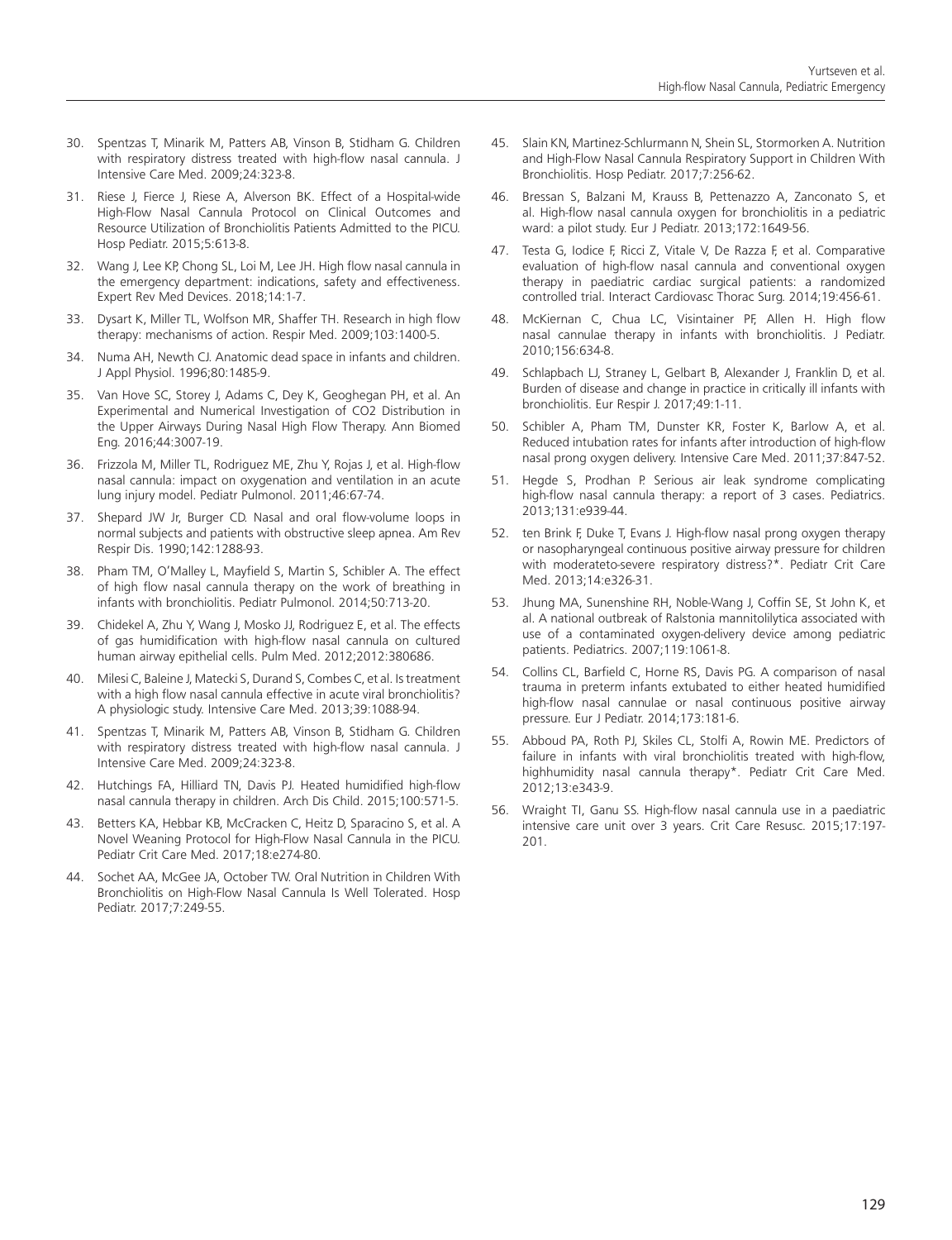30. Spentzas T, Minarik M, Patters AB, Vinson B, Stidham G. Children with respiratory distress treated with high-flow nasal cannula. J Intensive Care Med. 2009;24:323-8.
31. Riese J, Fierce J, Riese A, Alverson BK. Effect of a Hospital-wide High-Flow Nasal Cannula Protocol on Clinical Outcomes and Resource Utilization of Bronchiolitis Patients Admitted to the PICU. Hosp Pediatr. 2015;5:613-8.
32. Wang J, Lee KP, Chong SL, Loi M, Lee JH. High flow nasal cannula in the emergency department: indications, safety and effectiveness. Expert Rev Med Devices. 2018;14:1-7.
33. Dysart K, Miller TL, Wolfson MR, Shaffer TH. Research in high flow therapy: mechanisms of action. Respir Med. 2009;103:1400-5.
34. Numa AH, Newth CJ. Anatomic dead space in infants and children. J Appl Physiol. 1996;80:1485-9.
35. Van Hove SC, Storey J, Adams C, Dey K, Geoghegan PH, et al. An Experimental and Numerical Investigation of CO2 Distribution in the Upper Airways During Nasal High Flow Therapy. Ann Biomed Eng. 2016;44:3007-19.
36. Frizzola M, Miller TL, Rodriguez ME, Zhu Y, Rojas J, et al. High-flow nasal cannula: impact on oxygenation and ventilation in an acute lung injury model. Pediatr Pulmonol. 2011;46:67-74.
37. Shepard JW Jr, Burger CD. Nasal and oral flow-volume loops in normal subjects and patients with obstructive sleep apnea. Am Rev Respir Dis. 1990;142:1288-93.
38. Pham TM, O'Malley L, Mayfield S, Martin S, Schibler A. The effect of high flow nasal cannula therapy on the work of breathing in infants with bronchiolitis. Pediatr Pulmonol. 2014;50:713-20.
39. Chidekel A, Zhu Y, Wang J, Mosko JJ, Rodriguez E, et al. The effects of gas humidification with high-flow nasal cannula on cultured human airway epithelial cells. Pulm Med. 2012;2012:380686.
40. Milesi C, Baleine J, Matecki S, Durand S, Combes C, et al. Is treatment with a high flow nasal cannula effective in acute viral bronchiolitis? A physiologic study. Intensive Care Med. 2013;39:1088-94.
41. Spentzas T, Minarik M, Patters AB, Vinson B, Stidham G. Children with respiratory distress treated with high-flow nasal cannula. J Intensive Care Med. 2009;24:323-8.
42. Hutchings FA, Hilliard TN, Davis PJ. Heated humidified high-flow nasal cannula therapy in children. Arch Dis Child. 2015;100:571-5.
43. Betters KA, Hebbar KB, McCracken C, Heitz D, Sparacino S, et al. A Novel Weaning Protocol for High-Flow Nasal Cannula in the PICU. Pediatr Crit Care Med. 2017;18:e274-80.
44. Sochet AA, McGee JA, October TW. Oral Nutrition in Children With Bronchiolitis on High-Flow Nasal Cannula Is Well Tolerated. Hosp Pediatr. 2017;7:249-55.
45. Slain KN, Martinez-Schlurmann N, Shein SL, Stormorken A. Nutrition and High-Flow Nasal Cannula Respiratory Support in Children With Bronchiolitis. Hosp Pediatr. 2017;7:256-62.
46. Bressan S, Balzani M, Krauss B, Pettenazzo A, Zanconato S, et al. High-flow nasal cannula oxygen for bronchiolitis in a pediatric ward: a pilot study. Eur J Pediatr. 2013;172:1649-56.
47. Testa G, Iodice F, Ricci Z, Vitale V, De Razza F, et al. Comparative evaluation of high-flow nasal cannula and conventional oxygen therapy in paediatric cardiac surgical patients: a randomized controlled trial. Interact Cardiovasc Thorac Surg. 2014;19:456-61.
48. McKiernan C, Chua LC, Visintainer PF, Allen H. High flow nasal cannulae therapy in infants with bronchiolitis. J Pediatr. 2010;156:634-8.
49. Schlapbach LJ, Straney L, Gelbart B, Alexander J, Franklin D, et al. Burden of disease and change in practice in critically ill infants with bronchiolitis. Eur Respir J. 2017;49:1-11.
50. Schibler A, Pham TM, Dunster KR, Foster K, Barlow A, et al. Reduced intubation rates for infants after introduction of high-flow nasal prong oxygen delivery. Intensive Care Med. 2011;37:847-52.
51. Hegde S, Prodhan P. Serious air leak syndrome complicating high-flow nasal cannula therapy: a report of 3 cases. Pediatrics. 2013;131:e939-44.
52. ten Brink F, Duke T, Evans J. High-flow nasal prong oxygen therapy or nasopharyngeal continuous positive airway pressure for children with moderateto-severe respiratory distress?*. Pediatr Crit Care Med. 2013;14:e326-31.
53. Jhung MA, Sunenshine RH, Noble-Wang J, Coffin SE, St John K, et al. A national outbreak of Ralstonia mannitolilytica associated with use of a contaminated oxygen-delivery device among pediatric patients. Pediatrics. 2007;119:1061-8.
54. Collins CL, Barfield C, Horne RS, Davis PG. A comparison of nasal trauma in preterm infants extubated to either heated humidified high-flow nasal cannulae or nasal continuous positive airway pressure. Eur J Pediatr. 2014;173:181-6.
55. Abboud PA, Roth PJ, Skiles CL, Stolfi A, Rowin ME. Predictors of failure in infants with viral bronchiolitis treated with high-flow, highhumidity nasal cannula therapy*. Pediatr Crit Care Med. 2012;13:e343-9.
56. Wraight TI, Ganu SS. High-flow nasal cannula use in a paediatric intensive care unit over 3 years. Crit Care Resusc. 2015;17:197-201.